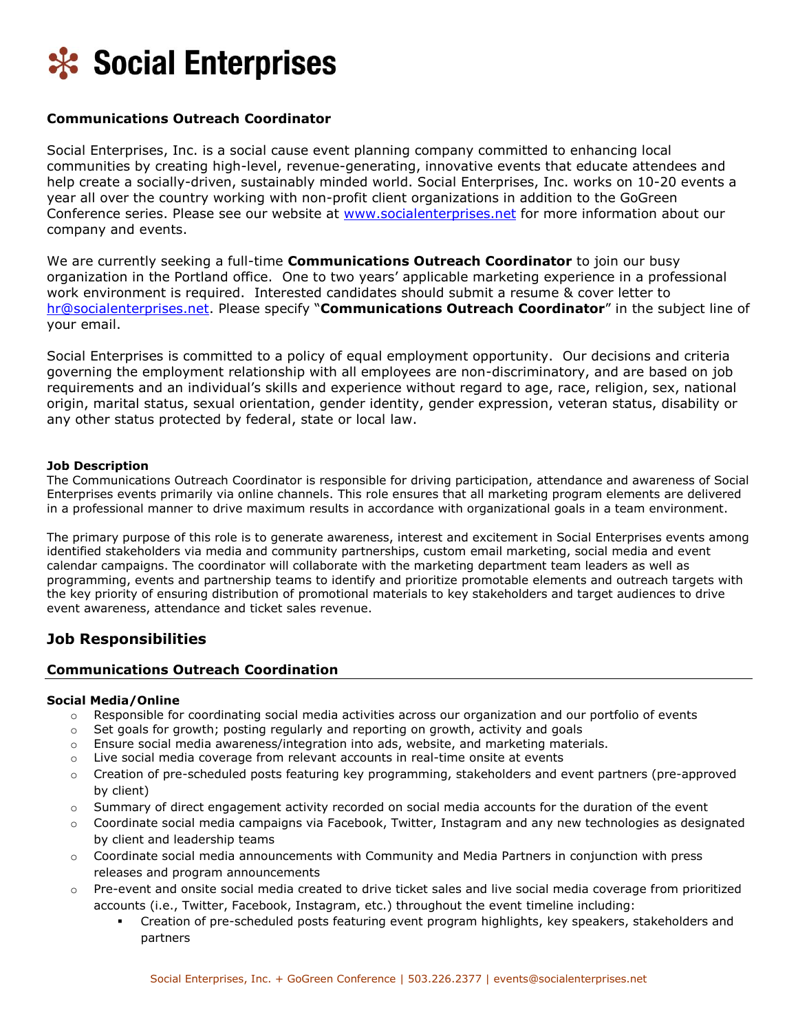# Social Enterprises

**Communications Outreach Coordinator**

Social Enterprises, Inc. is a social cause event planning company committed to enhancing local communities by creating high-level, revenue-generating, innovative events that educate attendees and help create a socially-driven, sustainably minded world. Social Enterprises, Inc. works on 10-20 events a year all over the country working with non-profit client organizations in addition to the GoGreen Conference series. Please see our website at www.socialenterprises.net for more information about our company and events.

We are currently seeking a full-time **Communications Outreach Coordinator** to join our busy organization in the Portland office. One to two years' applicable marketing experience in a professional work environment is required. Interested candidates should submit a resume & cover letter to hr@socialenterprises.net. Please specify "**Communications Outreach Coordinator**" in the subject line of your email.

Social Enterprises is committed to a policy of equal employment opportunity. Our decisions and criteria governing the employment relationship with all employees are non-discriminatory, and are based on job requirements and an individual's skills and experience without regard to age, race, religion, sex, national origin, marital status, sexual orientation, gender identity, gender expression, veteran status, disability or any other status protected by federal, state or local law.

**Job Description**

The Communications Outreach Coordinator is responsible for driving participation, attendance and awareness of Social Enterprises events primarily via online channels. This role ensures that all marketing program elements are delivered in a professional manner to drive maximum results in accordance with organizational goals in a team environment.

The primary purpose of this role is to generate awareness, interest and excitement in Social Enterprises events among identified stakeholders via media and community partnerships, custom email marketing, social media and event calendar campaigns. The coordinator will collaborate with the marketing department team leaders as well as programming, events and partnership teams to identify and prioritize promotable elements and outreach targets with the key priority of ensuring distribution of promotional materials to key stakeholders and target audiences to drive event awareness, attendance and ticket sales revenue.

## Job Responsibilities

### Communications Outreach Coordination

**Social Media/Online**

- Responsible for coordinating social media activities across our organization and our portfolio of events
- Set goals for growth; posting regularly and reporting on growth, activity and goals
- Ensure social media awareness/integration into ads, website, and marketing materials.
- Live social media coverage from relevant accounts in real-time onsite at events
- Creation of pre-scheduled posts featuring key programming, stakeholders and event partners (pre-approved by client)
- Summary of direct engagement activity recorded on social media accounts for the duration of the event
- Coordinate social media campaigns via Facebook, Twitter, Instagram and any new technologies as designated by client and leadership teams
- Coordinate social media announcements with Community and Media Partners in conjunction with press releases and program announcements
- Pre-event and onsite social media created to drive ticket sales and live social media coverage from prioritized accounts (i.e., Twitter, Facebook, Instagram, etc.) throughout the event timeline including:
  - Creation of pre-scheduled posts featuring event program highlights, key speakers, stakeholders and partners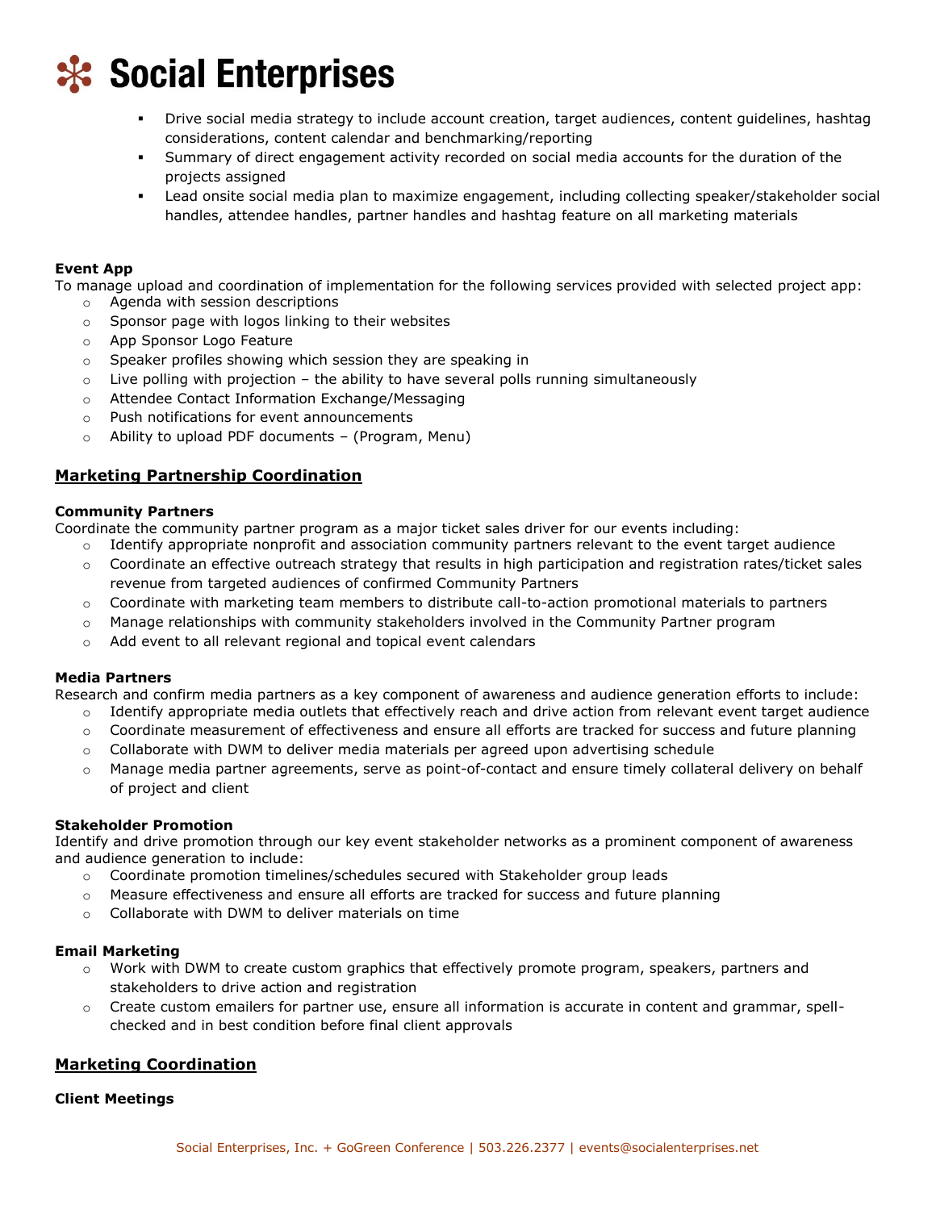- Drive social media strategy to include account creation, target audiences, content guidelines, hashtag considerations, content calendar and benchmarking/reporting
- Summary of direct engagement activity recorded on social media accounts for the duration of the projects assigned
- Lead onsite social media plan to maximize engagement, including collecting speaker/stakeholder social handles, attendee handles, partner handles and hashtag feature on all marketing materials

**Event App**

To manage upload and coordination of implementation for the following services provided with selected project app:

- Agenda with session descriptions
- Sponsor page with logos linking to their websites
- App Sponsor Logo Feature
- Speaker profiles showing which session they are speaking in
- Live polling with projection – the ability to have several polls running simultaneously
- Attendee Contact Information Exchange/Messaging
- Push notifications for event announcements
- Ability to upload PDF documents – (Program, Menu)

## Marketing Partnership Coordination

**Community Partners**

Coordinate the community partner program as a major ticket sales driver for our events including:

- Identify appropriate nonprofit and association community partners relevant to the event target audience
- Coordinate an effective outreach strategy that results in high participation and registration rates/ticket sales revenue from targeted audiences of confirmed Community Partners
- Coordinate with marketing team members to distribute call-to-action promotional materials to partners
- Manage relationships with community stakeholders involved in the Community Partner program
- Add event to all relevant regional and topical event calendars

**Media Partners**

Research and confirm media partners as a key component of awareness and audience generation efforts to include:

- Identify appropriate media outlets that effectively reach and drive action from relevant event target audience
- Coordinate measurement of effectiveness and ensure all efforts are tracked for success and future planning
- Collaborate with DWM to deliver media materials per agreed upon advertising schedule
- Manage media partner agreements, serve as point-of-contact and ensure timely collateral delivery on behalf of project and client

**Stakeholder Promotion**

Identify and drive promotion through our key event stakeholder networks as a prominent component of awareness and audience generation to include:

- Coordinate promotion timelines/schedules secured with Stakeholder group leads
- Measure effectiveness and ensure all efforts are tracked for success and future planning
- Collaborate with DWM to deliver materials on time

**Email Marketing**

- Work with DWM to create custom graphics that effectively promote program, speakers, partners and stakeholders to drive action and registration
- Create custom emailers for partner use, ensure all information is accurate in content and grammar, spell-checked and in best condition before final client approvals

## Marketing Coordination

**Client Meetings**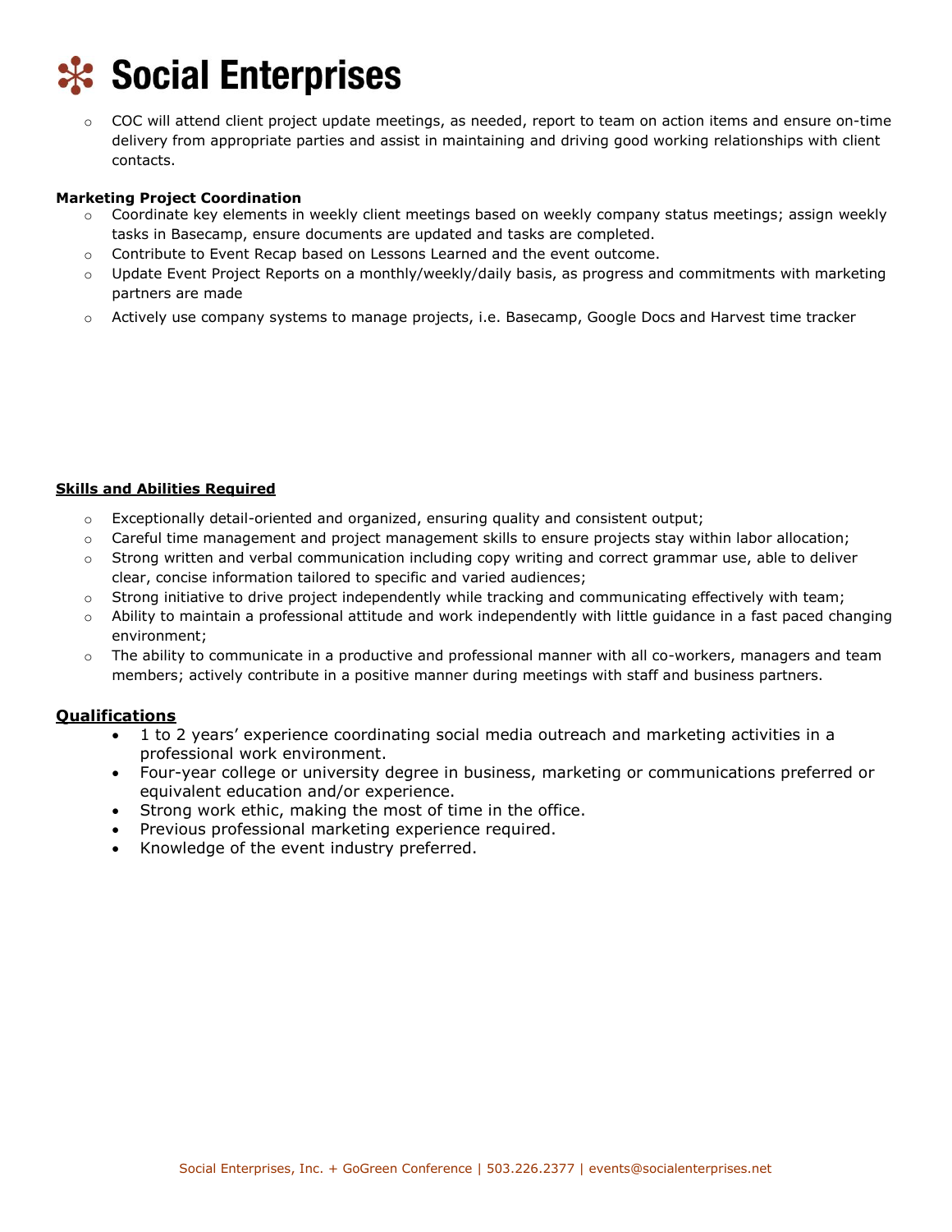- COC will attend client project update meetings, as needed, report to team on action items and ensure on-time delivery from appropriate parties and assist in maintaining and driving good working relationships with client contacts.

**Marketing Project Coordination**

- Coordinate key elements in weekly client meetings based on weekly company status meetings; assign weekly tasks in Basecamp, ensure documents are updated and tasks are completed.
- Contribute to Event Recap based on Lessons Learned and the event outcome.
- Update Event Project Reports on a monthly/weekly/daily basis, as progress and commitments with marketing partners are made
- Actively use company systems to manage projects, i.e. Basecamp, Google Docs and Harvest time tracker

## Skills and Abilities Required

- Exceptionally detail-oriented and organized, ensuring quality and consistent output;
- Careful time management and project management skills to ensure projects stay within labor allocation;
- Strong written and verbal communication including copy writing and correct grammar use, able to deliver clear, concise information tailored to specific and varied audiences;
- Strong initiative to drive project independently while tracking and communicating effectively with team;
- Ability to maintain a professional attitude and work independently with little guidance in a fast paced changing environment;
- The ability to communicate in a productive and professional manner with all co-workers, managers and team members; actively contribute in a positive manner during meetings with staff and business partners.

## Qualifications

- 1 to 2 years' experience coordinating social media outreach and marketing activities in a professional work environment.
- Four-year college or university degree in business, marketing or communications preferred or equivalent education and/or experience.
- Strong work ethic, making the most of time in the office.
- Previous professional marketing experience required.
- Knowledge of the event industry preferred.